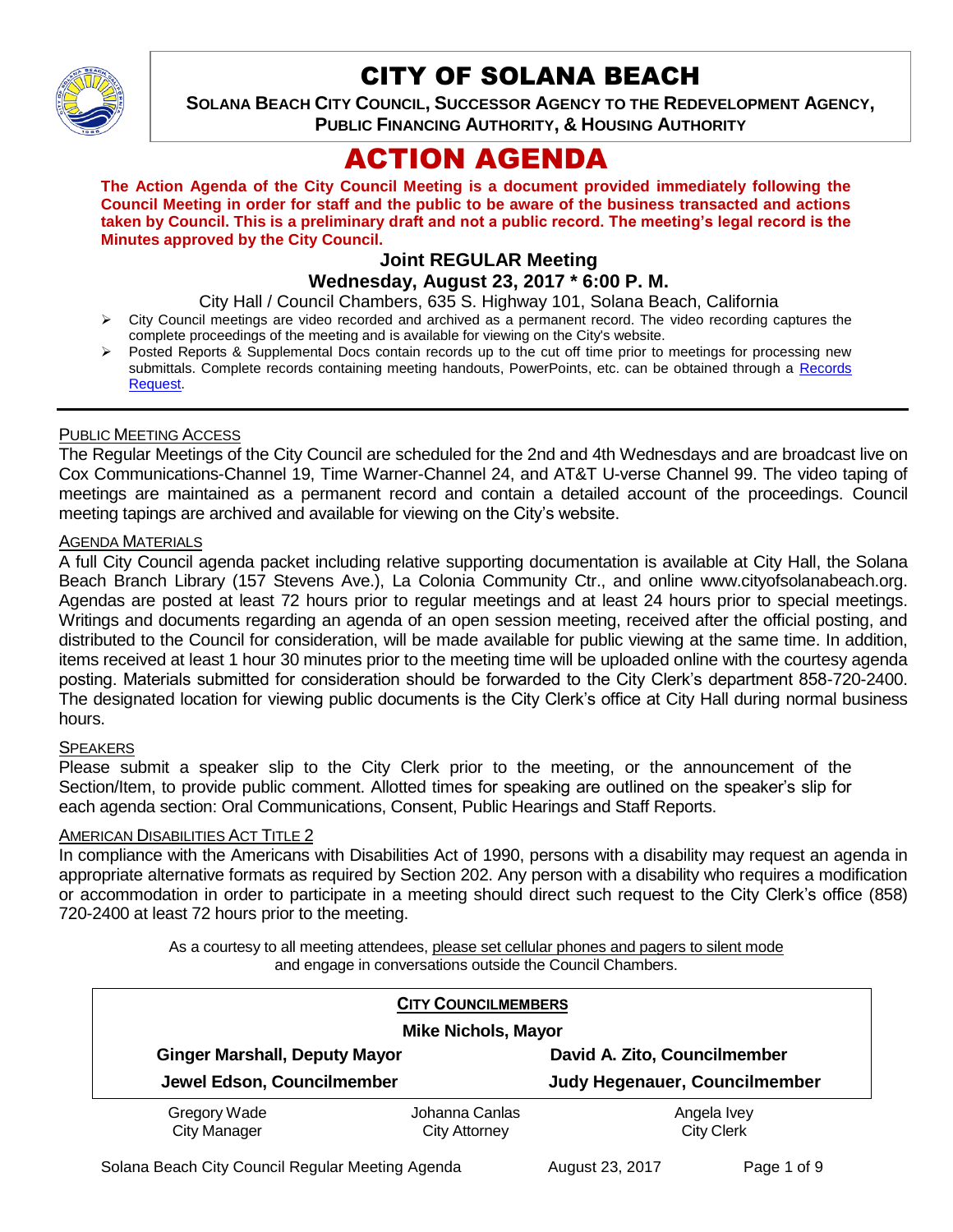# CITY OF SOLANA BEACH

**SOLANA BEACH CITY COUNCIL, SUCCESSOR AGENCY TO THE REDEVELOPMENT AGENCY, PUBLIC FINANCING AUTHORITY, & HOUSING AUTHORITY**

# ACTION AGENDA

**The Action Agenda of the City Council Meeting is a document provided immediately following the Council Meeting in order for staff and the public to be aware of the business transacted and actions taken by Council. This is a preliminary draft and not a public record. The meeting's legal record is the Minutes approved by the City Council.**

## Joint REGULAR Meeting

## Wednesday, August 23, 2017 * 6:00 P. M.

City Hall / Council Chambers, 635 S. Highway 101, Solana Beach, California

- City Council meetings are video recorded and archived as a permanent record. The video recording captures the complete proceedings of the meeting and is available for viewing on the City's website.
- Posted Reports & Supplemental Docs contain records up to the cut off time prior to meetings for processing new submittals. Complete records containing meeting handouts, PowerPoints, etc. can be obtained through a Records Request.

PUBLIC MEETING ACCESS

The Regular Meetings of the City Council are scheduled for the 2nd and 4th Wednesdays and are broadcast live on Cox Communications-Channel 19, Time Warner-Channel 24, and AT&T U-verse Channel 99. The video taping of meetings are maintained as a permanent record and contain a detailed account of the proceedings. Council meeting tapings are archived and available for viewing on the City's website.

AGENDA MATERIALS

A full City Council agenda packet including relative supporting documentation is available at City Hall, the Solana Beach Branch Library (157 Stevens Ave.), La Colonia Community Ctr., and online www.cityofsolanabeach.org. Agendas are posted at least 72 hours prior to regular meetings and at least 24 hours prior to special meetings. Writings and documents regarding an agenda of an open session meeting, received after the official posting, and distributed to the Council for consideration, will be made available for public viewing at the same time. In addition, items received at least 1 hour 30 minutes prior to the meeting time will be uploaded online with the courtesy agenda posting. Materials submitted for consideration should be forwarded to the City Clerk's department 858-720-2400. The designated location for viewing public documents is the City Clerk's office at City Hall during normal business hours.

SPEAKERS

Please submit a speaker slip to the City Clerk prior to the meeting, or the announcement of the Section/Item, to provide public comment. Allotted times for speaking are outlined on the speaker's slip for each agenda section: Oral Communications, Consent, Public Hearings and Staff Reports.

AMERICAN DISABILITIES ACT TITLE 2

In compliance with the Americans with Disabilities Act of 1990, persons with a disability may request an agenda in appropriate alternative formats as required by Section 202. Any person with a disability who requires a modification or accommodation in order to participate in a meeting should direct such request to the City Clerk's office (858) 720-2400 at least 72 hours prior to the meeting.

As a courtesy to all meeting attendees, please set cellular phones and pagers to silent mode and engage in conversations outside the Council Chambers.

**CITY COUNCILMEMBERS**

**Mike Nichols, Mayor**

| | |
|---|---|
| **Ginger Marshall, Deputy Mayor** | **David A. Zito, Councilmember** |
| **Jewel Edson, Councilmember** | **Judy Hegenauer, Councilmember** |

| | | |
|---|---|---|
| Gregory Wade<br>City Manager | Johanna Canlas<br>City Attorney | Angela Ivey<br>City Clerk |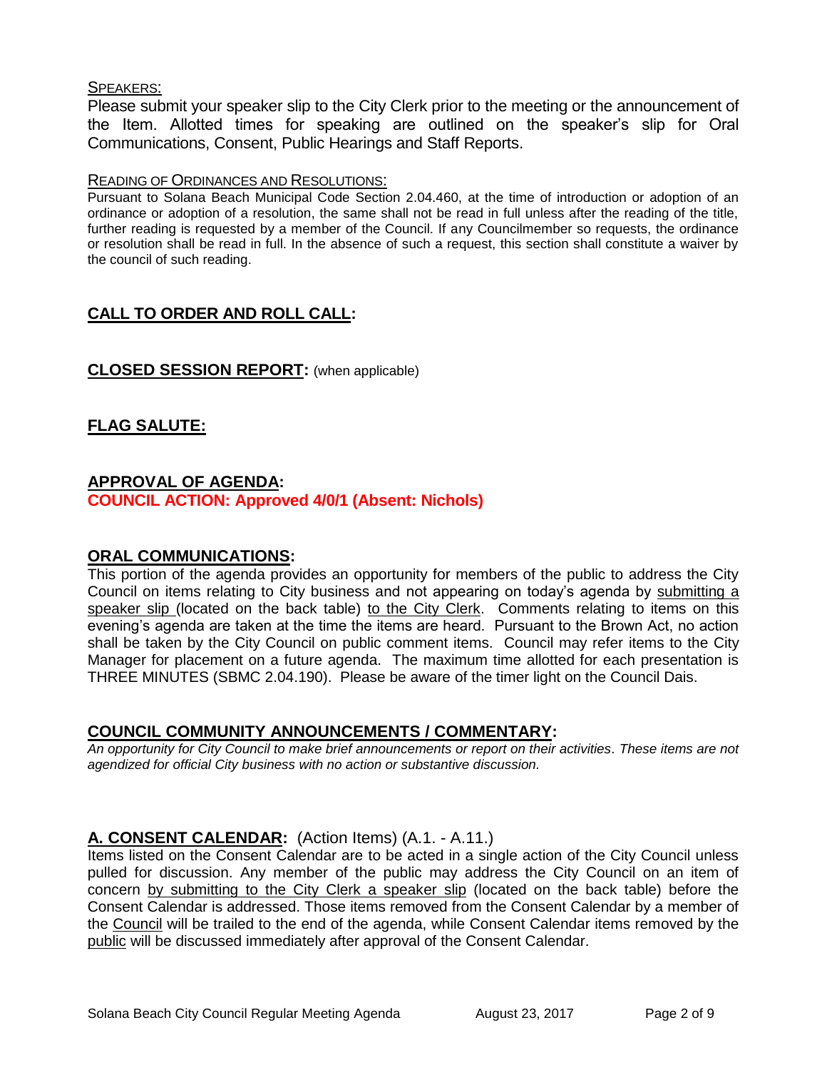SPEAKERS:

Please submit your speaker slip to the City Clerk prior to the meeting or the announcement of the Item. Allotted times for speaking are outlined on the speaker's slip for Oral Communications, Consent, Public Hearings and Staff Reports.

READING OF ORDINANCES AND RESOLUTIONS:

Pursuant to Solana Beach Municipal Code Section 2.04.460, at the time of introduction or adoption of an ordinance or adoption of a resolution, the same shall not be read in full unless after the reading of the title, further reading is requested by a member of the Council. If any Councilmember so requests, the ordinance or resolution shall be read in full. In the absence of such a request, this section shall constitute a waiver by the council of such reading.

## CALL TO ORDER AND ROLL CALL:

## CLOSED SESSION REPORT: (when applicable)

## FLAG SALUTE:

## APPROVAL OF AGENDA:

**COUNCIL ACTION: Approved 4/0/1 (Absent: Nichols)**

## ORAL COMMUNICATIONS:

This portion of the agenda provides an opportunity for members of the public to address the City Council on items relating to City business and not appearing on today's agenda by submitting a speaker slip (located on the back table) to the City Clerk. Comments relating to items on this evening's agenda are taken at the time the items are heard. Pursuant to the Brown Act, no action shall be taken by the City Council on public comment items. Council may refer items to the City Manager for placement on a future agenda. The maximum time allotted for each presentation is THREE MINUTES (SBMC 2.04.190). Please be aware of the timer light on the Council Dais.

## COUNCIL COMMUNITY ANNOUNCEMENTS / COMMENTARY:

*An opportunity for City Council to make brief announcements or report on their activities. These items are not agendized for official City business with no action or substantive discussion.*

## A. CONSENT CALENDAR: (Action Items) (A.1. - A.11.)

Items listed on the Consent Calendar are to be acted in a single action of the City Council unless pulled for discussion. Any member of the public may address the City Council on an item of concern by submitting to the City Clerk a speaker slip (located on the back table) before the Consent Calendar is addressed. Those items removed from the Consent Calendar by a member of the Council will be trailed to the end of the agenda, while Consent Calendar items removed by the public will be discussed immediately after approval of the Consent Calendar.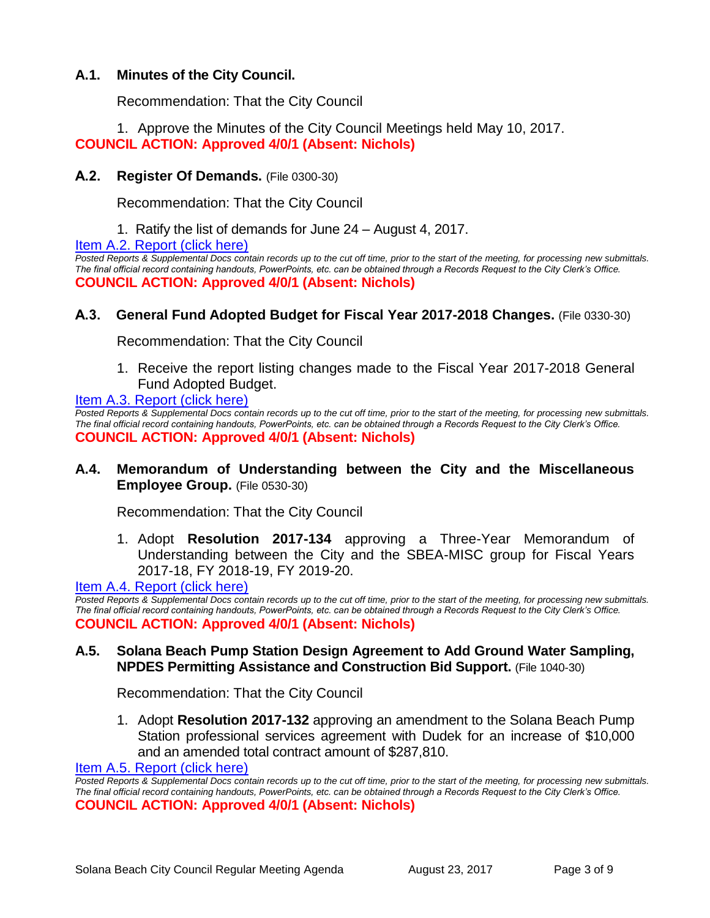### A.1. Minutes of the City Council.

Recommendation: That the City Council

1. Approve the Minutes of the City Council Meetings held May 10, 2017.

**COUNCIL ACTION: Approved 4/0/1 (Absent: Nichols)**

### A.2. Register Of Demands. (File 0300-30)

Recommendation: That the City Council

1. Ratify the list of demands for June 24 – August 4, 2017.

Item A.2. Report (click here)

*Posted Reports & Supplemental Docs contain records up to the cut off time, prior to the start of the meeting, for processing new submittals. The final official record containing handouts, PowerPoints, etc. can be obtained through a Records Request to the City Clerk's Office.*

**COUNCIL ACTION: Approved 4/0/1 (Absent: Nichols)**

### A.3. General Fund Adopted Budget for Fiscal Year 2017-2018 Changes. (File 0330-30)

Recommendation: That the City Council

1. Receive the report listing changes made to the Fiscal Year 2017-2018 General Fund Adopted Budget.

Item A.3. Report (click here)

*Posted Reports & Supplemental Docs contain records up to the cut off time, prior to the start of the meeting, for processing new submittals. The final official record containing handouts, PowerPoints, etc. can be obtained through a Records Request to the City Clerk's Office.*

**COUNCIL ACTION: Approved 4/0/1 (Absent: Nichols)**

### A.4. Memorandum of Understanding between the City and the Miscellaneous Employee Group. (File 0530-30)

Recommendation: That the City Council

1. Adopt **Resolution 2017-134** approving a Three-Year Memorandum of Understanding between the City and the SBEA-MISC group for Fiscal Years 2017-18, FY 2018-19, FY 2019-20.

Item A.4. Report (click here)

*Posted Reports & Supplemental Docs contain records up to the cut off time, prior to the start of the meeting, for processing new submittals. The final official record containing handouts, PowerPoints, etc. can be obtained through a Records Request to the City Clerk's Office.*

**COUNCIL ACTION: Approved 4/0/1 (Absent: Nichols)**

### A.5. Solana Beach Pump Station Design Agreement to Add Ground Water Sampling, NPDES Permitting Assistance and Construction Bid Support. (File 1040-30)

Recommendation: That the City Council

1. Adopt **Resolution 2017-132** approving an amendment to the Solana Beach Pump Station professional services agreement with Dudek for an increase of $10,000 and an amended total contract amount of $287,810.

Item A.5. Report (click here)

*Posted Reports & Supplemental Docs contain records up to the cut off time, prior to the start of the meeting, for processing new submittals. The final official record containing handouts, PowerPoints, etc. can be obtained through a Records Request to the City Clerk's Office.*

**COUNCIL ACTION: Approved 4/0/1 (Absent: Nichols)**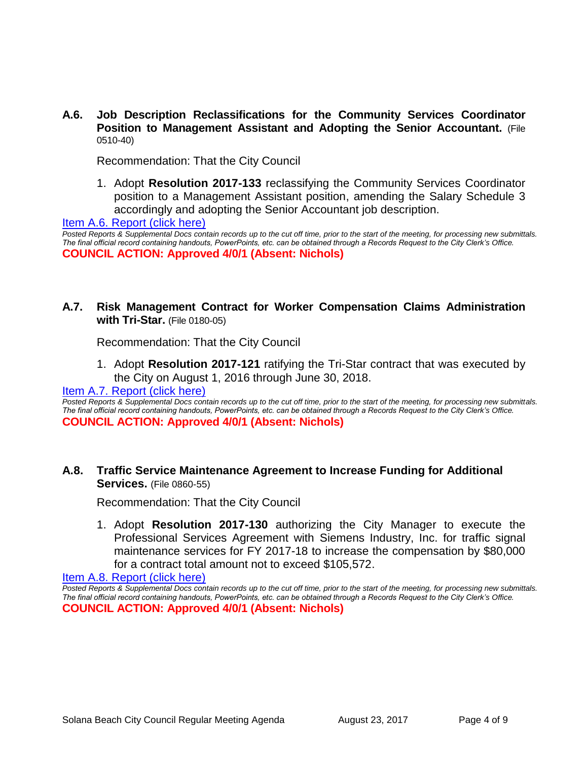**A.6. Job Description Reclassifications for the Community Services Coordinator Position to Management Assistant and Adopting the Senior Accountant.** (File 0510-40)

Recommendation: That the City Council

1. Adopt **Resolution 2017-133** reclassifying the Community Services Coordinator position to a Management Assistant position, amending the Salary Schedule 3 accordingly and adopting the Senior Accountant job description.

Item A.6. Report (click here)

*Posted Reports & Supplemental Docs contain records up to the cut off time, prior to the start of the meeting, for processing new submittals. The final official record containing handouts, PowerPoints, etc. can be obtained through a Records Request to the City Clerk's Office.*

**COUNCIL ACTION: Approved 4/0/1 (Absent: Nichols)**

**A.7. Risk Management Contract for Worker Compensation Claims Administration with Tri-Star.** (File 0180-05)

Recommendation: That the City Council

1. Adopt **Resolution 2017-121** ratifying the Tri-Star contract that was executed by the City on August 1, 2016 through June 30, 2018.

Item A.7. Report (click here)

*Posted Reports & Supplemental Docs contain records up to the cut off time, prior to the start of the meeting, for processing new submittals. The final official record containing handouts, PowerPoints, etc. can be obtained through a Records Request to the City Clerk's Office.*

**COUNCIL ACTION: Approved 4/0/1 (Absent: Nichols)**

**A.8. Traffic Service Maintenance Agreement to Increase Funding for Additional Services.** (File 0860-55)

Recommendation: That the City Council

1. Adopt **Resolution 2017-130** authorizing the City Manager to execute the Professional Services Agreement with Siemens Industry, Inc. for traffic signal maintenance services for FY 2017-18 to increase the compensation by $80,000 for a contract total amount not to exceed $105,572.

Item A.8. Report (click here)

*Posted Reports & Supplemental Docs contain records up to the cut off time, prior to the start of the meeting, for processing new submittals. The final official record containing handouts, PowerPoints, etc. can be obtained through a Records Request to the City Clerk's Office.*

**COUNCIL ACTION: Approved 4/0/1 (Absent: Nichols)**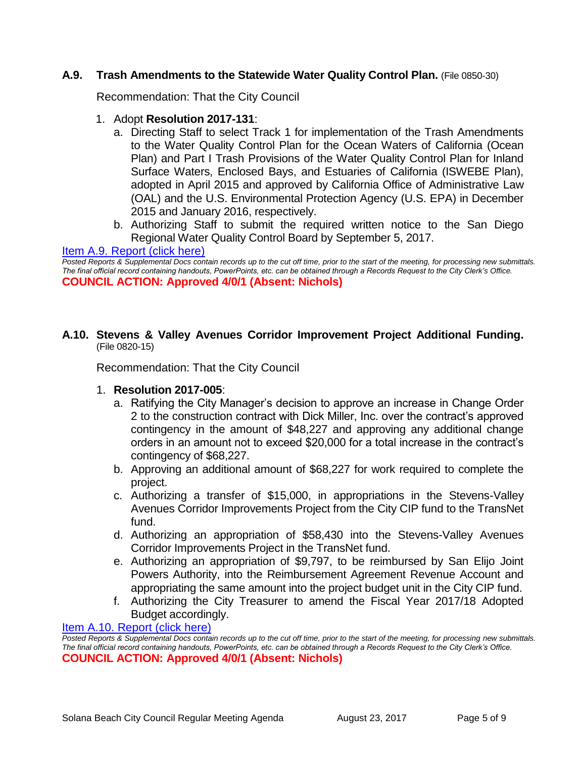### A.9. Trash Amendments to the Statewide Water Quality Control Plan. (File 0850-30)

Recommendation: That the City Council

1. Adopt **Resolution 2017-131**:
   a. Directing Staff to select Track 1 for implementation of the Trash Amendments to the Water Quality Control Plan for the Ocean Waters of California (Ocean Plan) and Part I Trash Provisions of the Water Quality Control Plan for Inland Surface Waters, Enclosed Bays, and Estuaries of California (ISWEBE Plan), adopted in April 2015 and approved by California Office of Administrative Law (OAL) and the U.S. Environmental Protection Agency (U.S. EPA) in December 2015 and January 2016, respectively.
   b. Authorizing Staff to submit the required written notice to the San Diego Regional Water Quality Control Board by September 5, 2017.

Item A.9. Report (click here)

*Posted Reports & Supplemental Docs contain records up to the cut off time, prior to the start of the meeting, for processing new submittals. The final official record containing handouts, PowerPoints, etc. can be obtained through a Records Request to the City Clerk's Office.*

**COUNCIL ACTION: Approved 4/0/1 (Absent: Nichols)**

### A.10. Stevens & Valley Avenues Corridor Improvement Project Additional Funding. (File 0820-15)

Recommendation: That the City Council

1. **Resolution 2017-005**:
   a. Ratifying the City Manager's decision to approve an increase in Change Order 2 to the construction contract with Dick Miller, Inc. over the contract's approved contingency in the amount of $48,227 and approving any additional change orders in an amount not to exceed $20,000 for a total increase in the contract's contingency of $68,227.
   b. Approving an additional amount of $68,227 for work required to complete the project.
   c. Authorizing a transfer of $15,000, in appropriations in the Stevens-Valley Avenues Corridor Improvements Project from the City CIP fund to the TransNet fund.
   d. Authorizing an appropriation of $58,430 into the Stevens-Valley Avenues Corridor Improvements Project in the TransNet fund.
   e. Authorizing an appropriation of $9,797, to be reimbursed by San Elijo Joint Powers Authority, into the Reimbursement Agreement Revenue Account and appropriating the same amount into the project budget unit in the City CIP fund.
   f. Authorizing the City Treasurer to amend the Fiscal Year 2017/18 Adopted Budget accordingly.

Item A.10. Report (click here)

*Posted Reports & Supplemental Docs contain records up to the cut off time, prior to the start of the meeting, for processing new submittals. The final official record containing handouts, PowerPoints, etc. can be obtained through a Records Request to the City Clerk's Office.*

**COUNCIL ACTION: Approved 4/0/1 (Absent: Nichols)**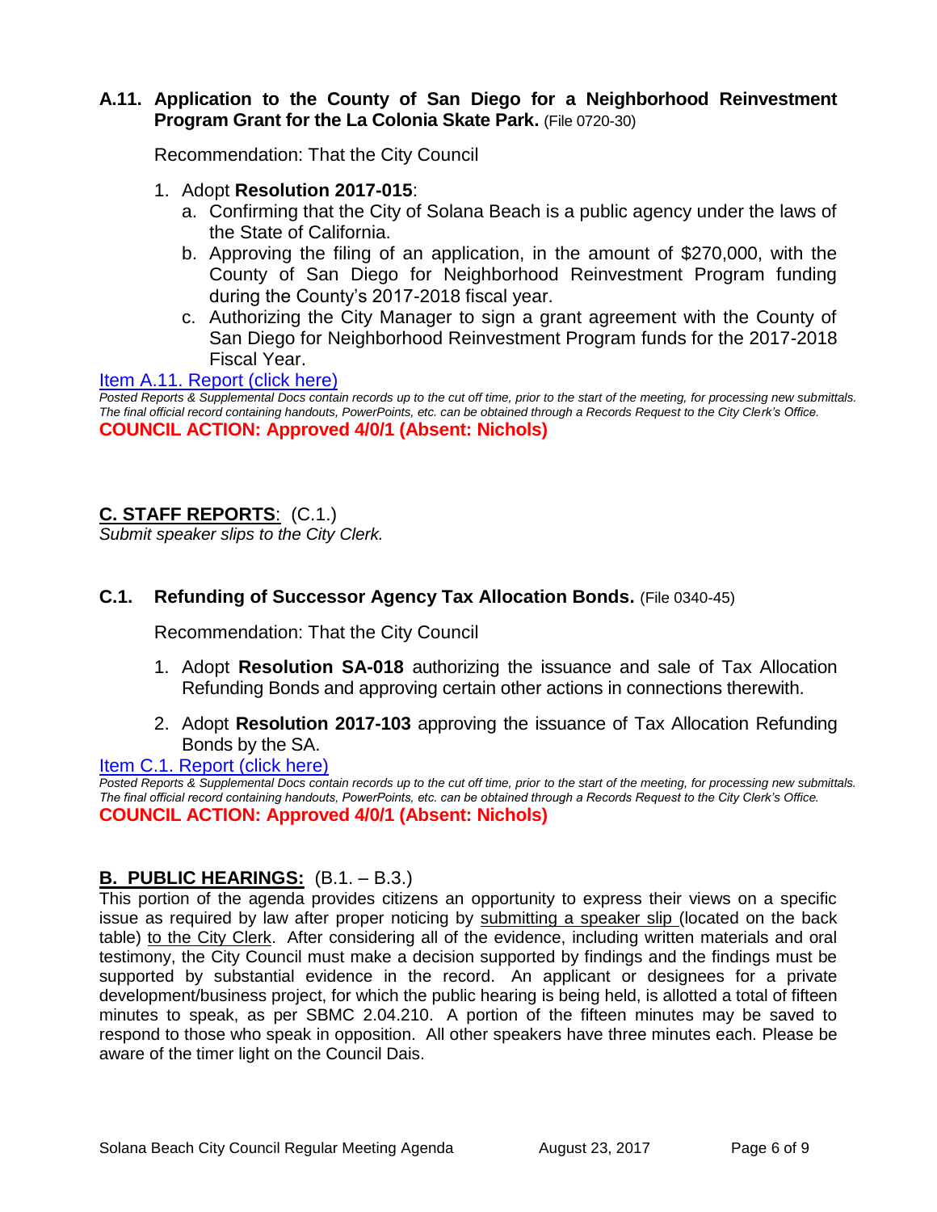### A.11. Application to the County of San Diego for a Neighborhood Reinvestment Program Grant for the La Colonia Skate Park. (File 0720-30)

Recommendation: That the City Council

1. Adopt **Resolution 2017-015**:
   a. Confirming that the City of Solana Beach is a public agency under the laws of the State of California.
   b. Approving the filing of an application, in the amount of $270,000, with the County of San Diego for Neighborhood Reinvestment Program funding during the County's 2017-2018 fiscal year.
   c. Authorizing the City Manager to sign a grant agreement with the County of San Diego for Neighborhood Reinvestment Program funds for the 2017-2018 Fiscal Year.

Item A.11. Report (click here)

*Posted Reports & Supplemental Docs contain records up to the cut off time, prior to the start of the meeting, for processing new submittals. The final official record containing handouts, PowerPoints, etc. can be obtained through a Records Request to the City Clerk's Office.*

**COUNCIL ACTION: Approved 4/0/1 (Absent: Nichols)**

## C. STAFF REPORTS: (C.1.)

*Submit speaker slips to the City Clerk.*

### C.1. Refunding of Successor Agency Tax Allocation Bonds. (File 0340-45)

Recommendation: That the City Council

1. Adopt **Resolution SA-018** authorizing the issuance and sale of Tax Allocation Refunding Bonds and approving certain other actions in connections therewith.

2. Adopt **Resolution 2017-103** approving the issuance of Tax Allocation Refunding Bonds by the SA.

Item C.1. Report (click here)

*Posted Reports & Supplemental Docs contain records up to the cut off time, prior to the start of the meeting, for processing new submittals. The final official record containing handouts, PowerPoints, etc. can be obtained through a Records Request to the City Clerk's Office.*

**COUNCIL ACTION: Approved 4/0/1 (Absent: Nichols)**

## B. PUBLIC HEARINGS: (B.1. – B.3.)

This portion of the agenda provides citizens an opportunity to express their views on a specific issue as required by law after proper noticing by submitting a speaker slip (located on the back table) to the City Clerk. After considering all of the evidence, including written materials and oral testimony, the City Council must make a decision supported by findings and the findings must be supported by substantial evidence in the record. An applicant or designees for a private development/business project, for which the public hearing is being held, is allotted a total of fifteen minutes to speak, as per SBMC 2.04.210. A portion of the fifteen minutes may be saved to respond to those who speak in opposition. All other speakers have three minutes each. Please be aware of the timer light on the Council Dais.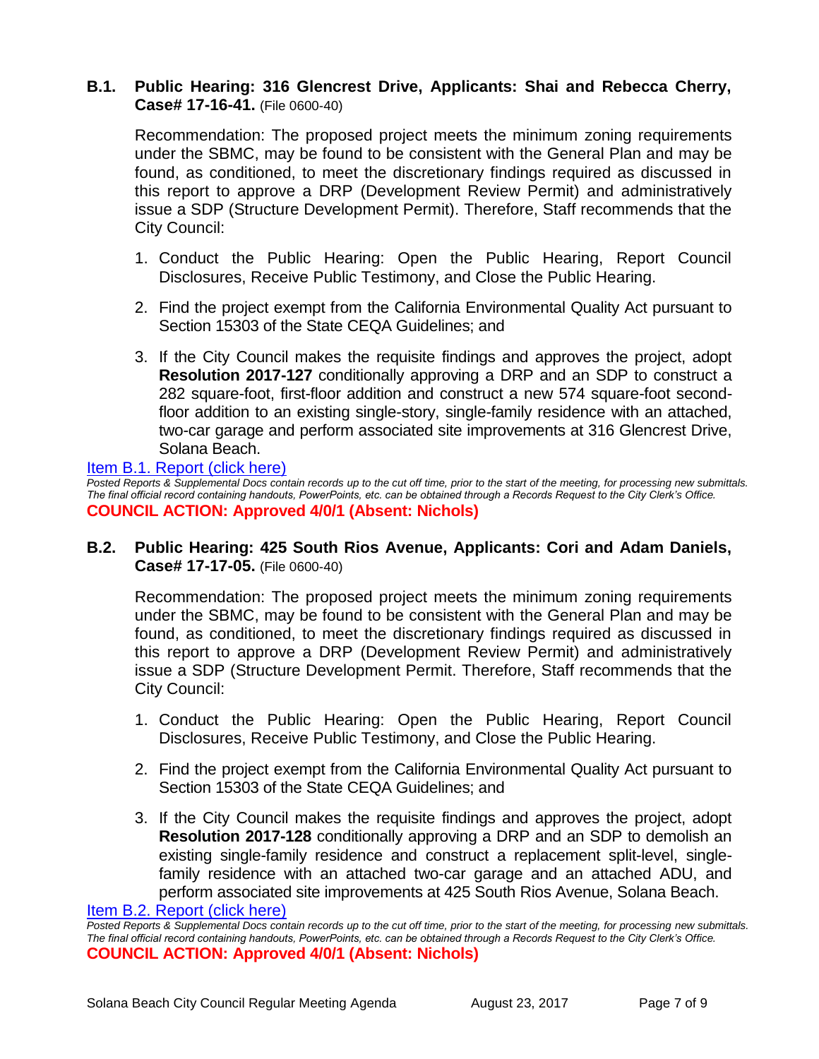**B.1. Public Hearing: 316 Glencrest Drive, Applicants: Shai and Rebecca Cherry, Case# 17-16-41.** (File 0600-40)

Recommendation: The proposed project meets the minimum zoning requirements under the SBMC, may be found to be consistent with the General Plan and may be found, as conditioned, to meet the discretionary findings required as discussed in this report to approve a DRP (Development Review Permit) and administratively issue a SDP (Structure Development Permit). Therefore, Staff recommends that the City Council:

1. Conduct the Public Hearing: Open the Public Hearing, Report Council Disclosures, Receive Public Testimony, and Close the Public Hearing.
2. Find the project exempt from the California Environmental Quality Act pursuant to Section 15303 of the State CEQA Guidelines; and
3. If the City Council makes the requisite findings and approves the project, adopt **Resolution 2017-127** conditionally approving a DRP and an SDP to construct a 282 square-foot, first-floor addition and construct a new 574 square-foot second-floor addition to an existing single-story, single-family residence with an attached, two-car garage and perform associated site improvements at 316 Glencrest Drive, Solana Beach.

Item B.1. Report (click here)

*Posted Reports & Supplemental Docs contain records up to the cut off time, prior to the start of the meeting, for processing new submittals. The final official record containing handouts, PowerPoints, etc. can be obtained through a Records Request to the City Clerk's Office.*

**COUNCIL ACTION: Approved 4/0/1 (Absent: Nichols)**

**B.2. Public Hearing: 425 South Rios Avenue, Applicants: Cori and Adam Daniels, Case# 17-17-05.** (File 0600-40)

Recommendation: The proposed project meets the minimum zoning requirements under the SBMC, may be found to be consistent with the General Plan and may be found, as conditioned, to meet the discretionary findings required as discussed in this report to approve a DRP (Development Review Permit) and administratively issue a SDP (Structure Development Permit. Therefore, Staff recommends that the City Council:

1. Conduct the Public Hearing: Open the Public Hearing, Report Council Disclosures, Receive Public Testimony, and Close the Public Hearing.
2. Find the project exempt from the California Environmental Quality Act pursuant to Section 15303 of the State CEQA Guidelines; and
3. If the City Council makes the requisite findings and approves the project, adopt **Resolution 2017-128** conditionally approving a DRP and an SDP to demolish an existing single-family residence and construct a replacement split-level, single-family residence with an attached two-car garage and an attached ADU, and perform associated site improvements at 425 South Rios Avenue, Solana Beach.

Item B.2. Report (click here)

*Posted Reports & Supplemental Docs contain records up to the cut off time, prior to the start of the meeting, for processing new submittals. The final official record containing handouts, PowerPoints, etc. can be obtained through a Records Request to the City Clerk's Office.*

**COUNCIL ACTION: Approved 4/0/1 (Absent: Nichols)**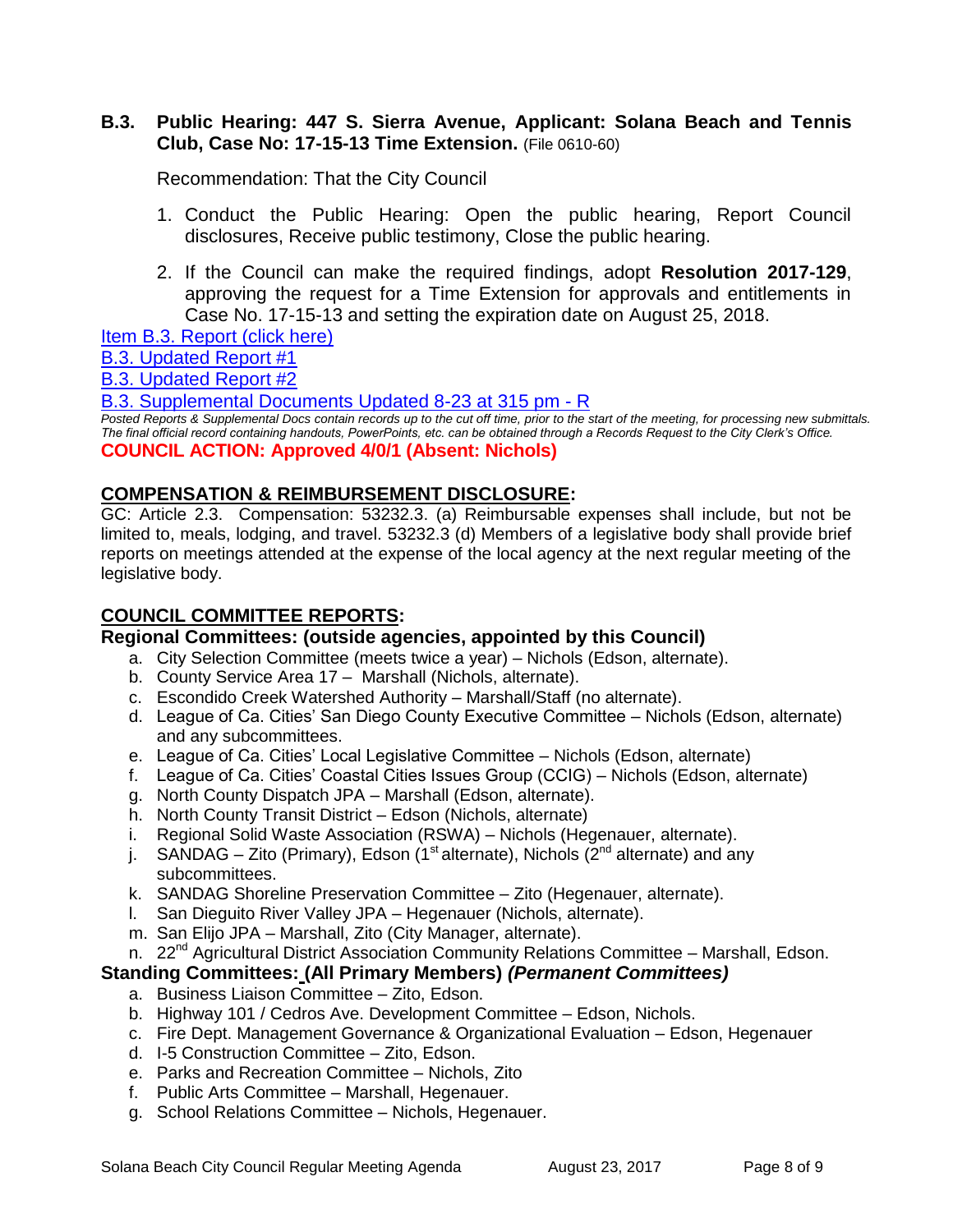**B.3. Public Hearing: 447 S. Sierra Avenue, Applicant: Solana Beach and Tennis Club, Case No: 17-15-13 Time Extension.** (File 0610-60)

Recommendation: That the City Council

1. Conduct the Public Hearing: Open the public hearing, Report Council disclosures, Receive public testimony, Close the public hearing.
2. If the Council can make the required findings, adopt **Resolution 2017-129**, approving the request for a Time Extension for approvals and entitlements in Case No. 17-15-13 and setting the expiration date on August 25, 2018.

Item B.3. Report (click here)

B.3. Updated Report #1

B.3. Updated Report #2

B.3. Supplemental Documents Updated 8-23 at 315 pm - R

*Posted Reports & Supplemental Docs contain records up to the cut off time, prior to the start of the meeting, for processing new submittals. The final official record containing handouts, PowerPoints, etc. can be obtained through a Records Request to the City Clerk's Office.*

**COUNCIL ACTION: Approved 4/0/1 (Absent: Nichols)**

## COMPENSATION & REIMBURSEMENT DISCLOSURE:

GC: Article 2.3. Compensation: 53232.3. (a) Reimbursable expenses shall include, but not be limited to, meals, lodging, and travel. 53232.3 (d) Members of a legislative body shall provide brief reports on meetings attended at the expense of the local agency at the next regular meeting of the legislative body.

## COUNCIL COMMITTEE REPORTS:

**Regional Committees: (outside agencies, appointed by this Council)**

a. City Selection Committee (meets twice a year) – Nichols (Edson, alternate).
b. County Service Area 17 – Marshall (Nichols, alternate).
c. Escondido Creek Watershed Authority – Marshall/Staff (no alternate).
d. League of Ca. Cities' San Diego County Executive Committee – Nichols (Edson, alternate) and any subcommittees.
e. League of Ca. Cities' Local Legislative Committee – Nichols (Edson, alternate)
f. League of Ca. Cities' Coastal Cities Issues Group (CCIG) – Nichols (Edson, alternate)
g. North County Dispatch JPA – Marshall (Edson, alternate).
h. North County Transit District – Edson (Nichols, alternate)
i. Regional Solid Waste Association (RSWA) – Nichols (Hegenauer, alternate).
j. SANDAG – Zito (Primary), Edson (1st alternate), Nichols (2nd alternate) and any subcommittees.
k. SANDAG Shoreline Preservation Committee – Zito (Hegenauer, alternate).
l. San Dieguito River Valley JPA – Hegenauer (Nichols, alternate).
m. San Elijo JPA – Marshall, Zito (City Manager, alternate).
n. 22nd Agricultural District Association Community Relations Committee – Marshall, Edson.

**Standing Committees: (All Primary Members) *(Permanent Committees)***

a. Business Liaison Committee – Zito, Edson.
b. Highway 101 / Cedros Ave. Development Committee – Edson, Nichols.
c. Fire Dept. Management Governance & Organizational Evaluation – Edson, Hegenauer
d. I-5 Construction Committee – Zito, Edson.
e. Parks and Recreation Committee – Nichols, Zito
f. Public Arts Committee – Marshall, Hegenauer.
g. School Relations Committee – Nichols, Hegenauer.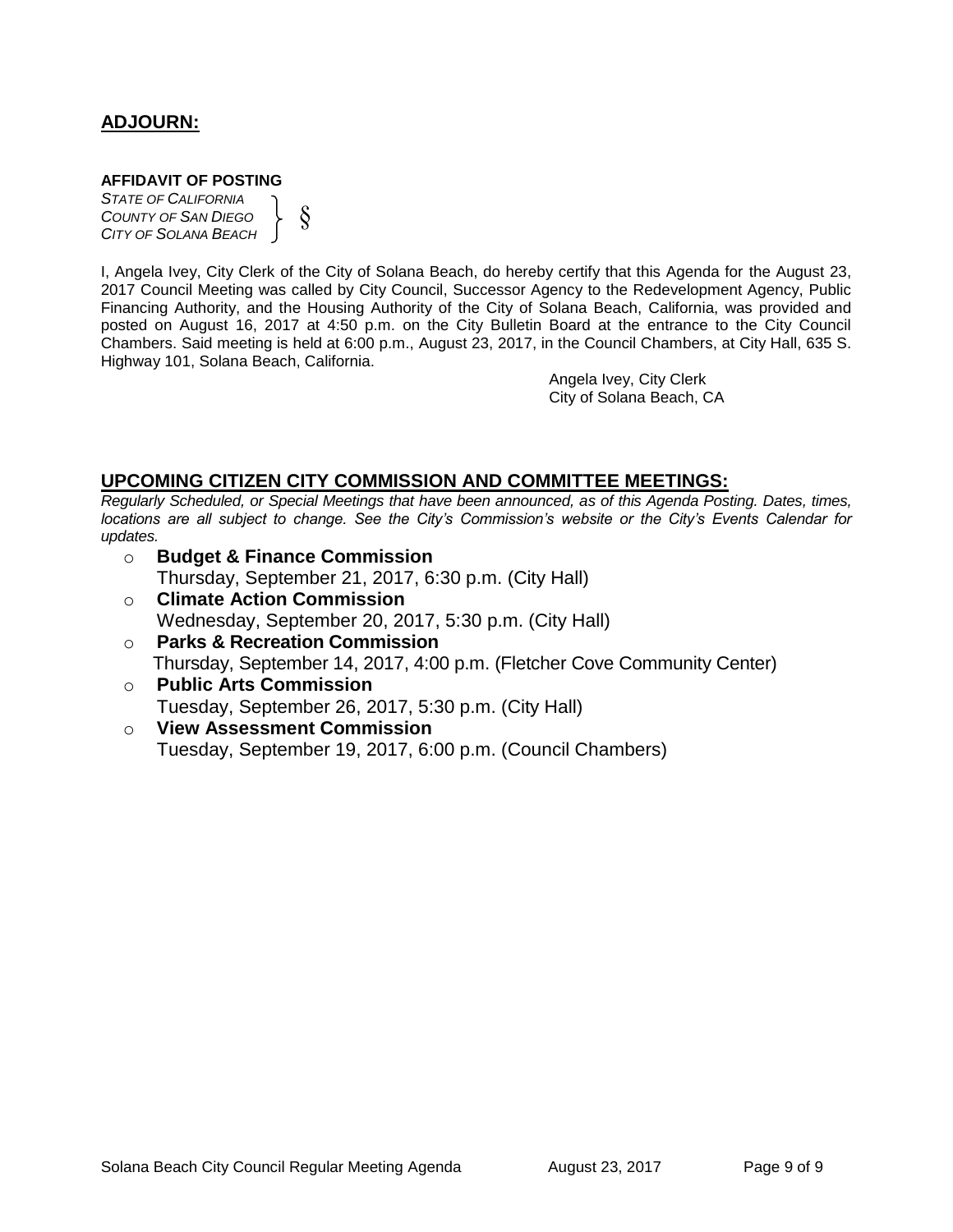## ADJOURN:

**AFFIDAVIT OF POSTING**

*STATE OF CALIFORNIA*
*COUNTY OF SAN DIEGO* §
*CITY OF SOLANA BEACH*

I, Angela Ivey, City Clerk of the City of Solana Beach, do hereby certify that this Agenda for the August 23, 2017 Council Meeting was called by City Council, Successor Agency to the Redevelopment Agency, Public Financing Authority, and the Housing Authority of the City of Solana Beach, California, was provided and posted on August 16, 2017 at 4:50 p.m. on the City Bulletin Board at the entrance to the City Council Chambers. Said meeting is held at 6:00 p.m., August 23, 2017, in the Council Chambers, at City Hall, 635 S. Highway 101, Solana Beach, California.

Angela Ivey, City Clerk
City of Solana Beach, CA

## UPCOMING CITIZEN CITY COMMISSION AND COMMITTEE MEETINGS:

*Regularly Scheduled, or Special Meetings that have been announced, as of this Agenda Posting. Dates, times, locations are all subject to change. See the City's Commission's website or the City's Events Calendar for updates.*

- **Budget & Finance Commission**
  Thursday, September 21, 2017, 6:30 p.m. (City Hall)
- **Climate Action Commission**
  Wednesday, September 20, 2017, 5:30 p.m. (City Hall)
- **Parks & Recreation Commission**
  Thursday, September 14, 2017, 4:00 p.m. (Fletcher Cove Community Center)
- **Public Arts Commission**
  Tuesday, September 26, 2017, 5:30 p.m. (City Hall)
- **View Assessment Commission**
  Tuesday, September 19, 2017, 6:00 p.m. (Council Chambers)